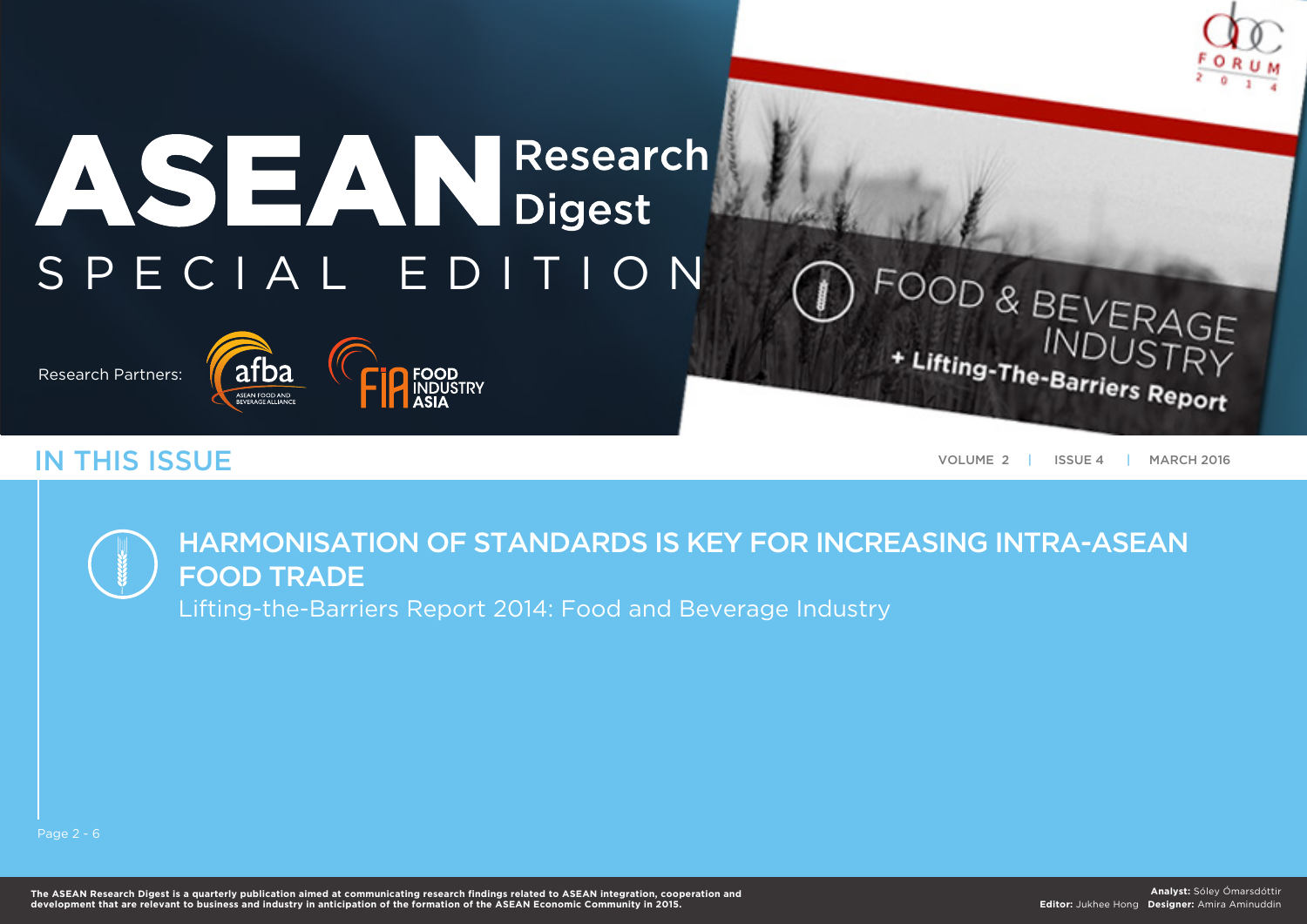# ASEAN Research Digest

## SPECIAL EDITION

Research Partners: afba ASEAN FOOD AND BEVERAGE ALLIANCE, FIA FOOD INDUSTRY ASIA

ABC FORUM 2014

FOOD & BEVERAGE INDUSTRY

+ Lifting-The-Barriers Report

## IN THIS ISSUE

VOLUME 2 | ISSUE 4 | MARCH 2016

### HARMONISATION OF STANDARDS IS KEY FOR INCREASING INTRA-ASEAN FOOD TRADE

Lifting-the-Barriers Report 2014: Food and Beverage Industry

Page 2 - 6

**The ASEAN Research Digest is a quarterly publication aimed at communicating research findings related to ASEAN integration, cooperation and development that are relevant to business and industry in anticipation of the formation of the ASEAN Economic Community in 2015.**

**Analyst:** Sóley Ómarsdóttir
**Editor:** Jukhee Hong **Designer:** Amira Aminuddin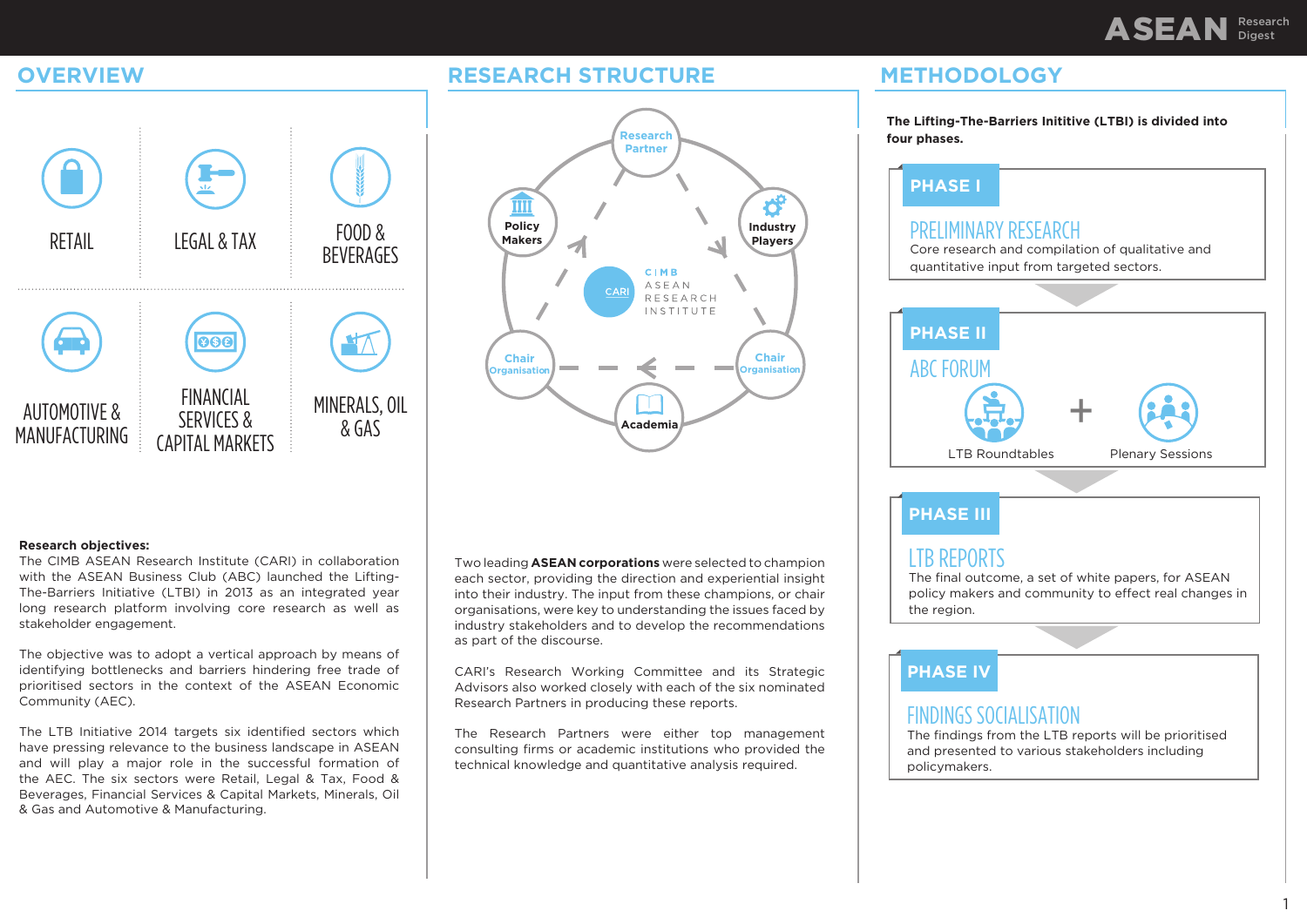## OVERVIEW

RETAIL

LEGAL & TAX

FOOD & BEVERAGES

AUTOMOTIVE & MANUFACTURING

FINANCIAL SERVICES & CAPITAL MARKETS

MINERALS, OIL & GAS

**Research objectives:**

The CIMB ASEAN Research Institute (CARI) in collaboration with the ASEAN Business Club (ABC) launched the Lifting-The-Barriers Initiative (LTBI) in 2013 as an integrated year long research platform involving core research as well as stakeholder engagement.

The objective was to adopt a vertical approach by means of identifying bottlenecks and barriers hindering free trade of prioritised sectors in the context of the ASEAN Economic Community (AEC).

The LTB Initiative 2014 targets six identified sectors which have pressing relevance to the business landscape in ASEAN and will play a major role in the successful formation of the AEC. The six sectors were Retail, Legal & Tax, Food & Beverages, Financial Services & Capital Markets, Minerals, Oil & Gas and Automotive & Manufacturing.

## RESEARCH STRUCTURE

Research Partner

Policy Makers

Industry Players

CARI — CIMB ASEAN RESEARCH INSTITUTE

Chair Organisation

Chair Organisation

Academia

Two leading **ASEAN corporations** were selected to champion each sector, providing the direction and experiential insight into their industry. The input from these champions, or chair organisations, were key to understanding the issues faced by industry stakeholders and to develop the recommendations as part of the discourse.

CARI's Research Working Committee and its Strategic Advisors also worked closely with each of the six nominated Research Partners in producing these reports.

The Research Partners were either top management consulting firms or academic institutions who provided the technical knowledge and quantitative analysis required.

## METHODOLOGY

**The Lifting-The-Barriers Inititive (LTBI) is divided into four phases.**

### PHASE I

**PRELIMINARY RESEARCH**

Core research and compilation of qualitative and quantitative input from targeted sectors.

### PHASE II

**ABC FORUM**

LTB Roundtables + Plenary Sessions

### PHASE III

**LTB REPORTS**

The final outcome, a set of white papers, for ASEAN policy makers and community to effect real changes in the region.

### PHASE IV

**FINDINGS SOCIALISATION**

The findings from the LTB reports will be prioritised and presented to various stakeholders including policymakers.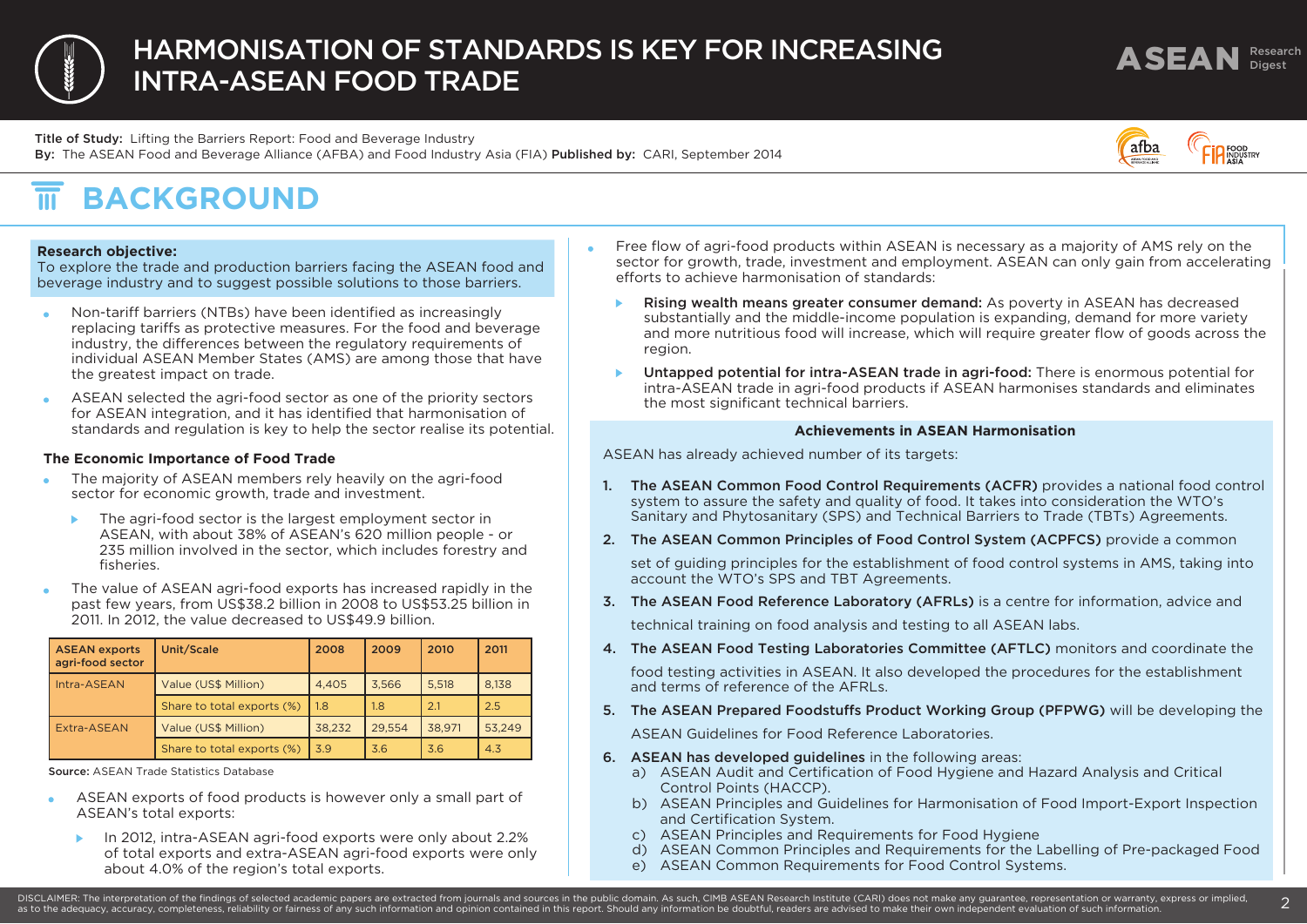# HARMONISATION OF STANDARDS IS KEY FOR INCREASING INTRA-ASEAN FOOD TRADE

**Title of Study:** Lifting the Barriers Report: Food and Beverage Industry
**By:** The ASEAN Food and Beverage Alliance (AFBA) and Food Industry Asia (FIA) **Published by:** CARI, September 2014

## BACKGROUND

**Research objective:**
To explore the trade and production barriers facing the ASEAN food and beverage industry and to suggest possible solutions to those barriers.

- Non-tariff barriers (NTBs) have been identified as increasingly replacing tariffs as protective measures. For the food and beverage industry, the differences between the regulatory requirements of individual ASEAN Member States (AMS) are among those that have the greatest impact on trade.
- ASEAN selected the agri-food sector as one of the priority sectors for ASEAN integration, and it has identified that harmonisation of standards and regulation is key to help the sector realise its potential.

### The Economic Importance of Food Trade

- The majority of ASEAN members rely heavily on the agri-food sector for economic growth, trade and investment.
  - The agri-food sector is the largest employment sector in ASEAN, with about 38% of ASEAN's 620 million people - or 235 million involved in the sector, which includes forestry and fisheries.
- The value of ASEAN agri-food exports has increased rapidly in the past few years, from US$38.2 billion in 2008 to US$53.25 billion in 2011. In 2012, the value decreased to US$49.9 billion.

| ASEAN exports agri-food sector | Unit/Scale | 2008 | 2009 | 2010 | 2011 |
|---|---|---|---|---|---|
| Intra-ASEAN | Value (US$ Million) | 4,405 | 3,566 | 5,518 | 8,138 |
| | Share to total exports (%) | 1.8 | 1.8 | 2.1 | 2.5 |
| Extra-ASEAN | Value (US$ Million) | 38,232 | 29,554 | 38,971 | 53,249 |
| | Share to total exports (%) | 3.9 | 3.6 | 3.6 | 4.3 |

**Source:** ASEAN Trade Statistics Database

- ASEAN exports of food products is however only a small part of ASEAN's total exports:
  - In 2012, intra-ASEAN agri-food exports were only about 2.2% of total exports and extra-ASEAN agri-food exports were only about 4.0% of the region's total exports.
- Free flow of agri-food products within ASEAN is necessary as a majority of AMS rely on the sector for growth, trade, investment and employment. ASEAN can only gain from accelerating efforts to achieve harmonisation of standards:
  - **Rising wealth means greater consumer demand:** As poverty in ASEAN has decreased substantially and the middle-income population is expanding, demand for more variety and more nutritious food will increase, which will require greater flow of goods across the region.
  - **Untapped potential for intra-ASEAN trade in agri-food:** There is enormous potential for intra-ASEAN trade in agri-food products if ASEAN harmonises standards and eliminates the most significant technical barriers.

**Achievements in ASEAN Harmonisation**

ASEAN has already achieved number of its targets:

1. **The ASEAN Common Food Control Requirements (ACFR)** provides a national food control system to assure the safety and quality of food. It takes into consideration the WTO's Sanitary and Phytosanitary (SPS) and Technical Barriers to Trade (TBTs) Agreements.
2. **The ASEAN Common Principles of Food Control System (ACPFCS)** provide a common set of guiding principles for the establishment of food control systems in AMS, taking into account the WTO's SPS and TBT Agreements.
3. **The ASEAN Food Reference Laboratory (AFRLs)** is a centre for information, advice and technical training on food analysis and testing to all ASEAN labs.
4. **The ASEAN Food Testing Laboratories Committee (AFTLC)** monitors and coordinate the food testing activities in ASEAN. It also developed the procedures for the establishment and terms of reference of the AFRLs.
5. **The ASEAN Prepared Foodstuffs Product Working Group (PFPWG)** will be developing the ASEAN Guidelines for Food Reference Laboratories.
6. **ASEAN has developed guidelines** in the following areas:
   a) ASEAN Audit and Certification of Food Hygiene and Hazard Analysis and Critical Control Points (HACCP).
   b) ASEAN Principles and Guidelines for Harmonisation of Food Import-Export Inspection and Certification System.
   c) ASEAN Principles and Requirements for Food Hygiene
   d) ASEAN Common Principles and Requirements for the Labelling of Pre-packaged Food
   e) ASEAN Common Requirements for Food Control Systems.

DISCLAIMER: The interpretation of the findings of selected academic papers are extracted from journals and sources in the public domain. As such, CIMB ASEAN Research Institute (CARI) does not make any guarantee, representation or warranty, express or implied, as to the adequacy, accuracy, completeness, reliability or fairness of any such information and opinion contained in this report. Should any information be doubtful, readers are advised to make their own independent evaluation of such information.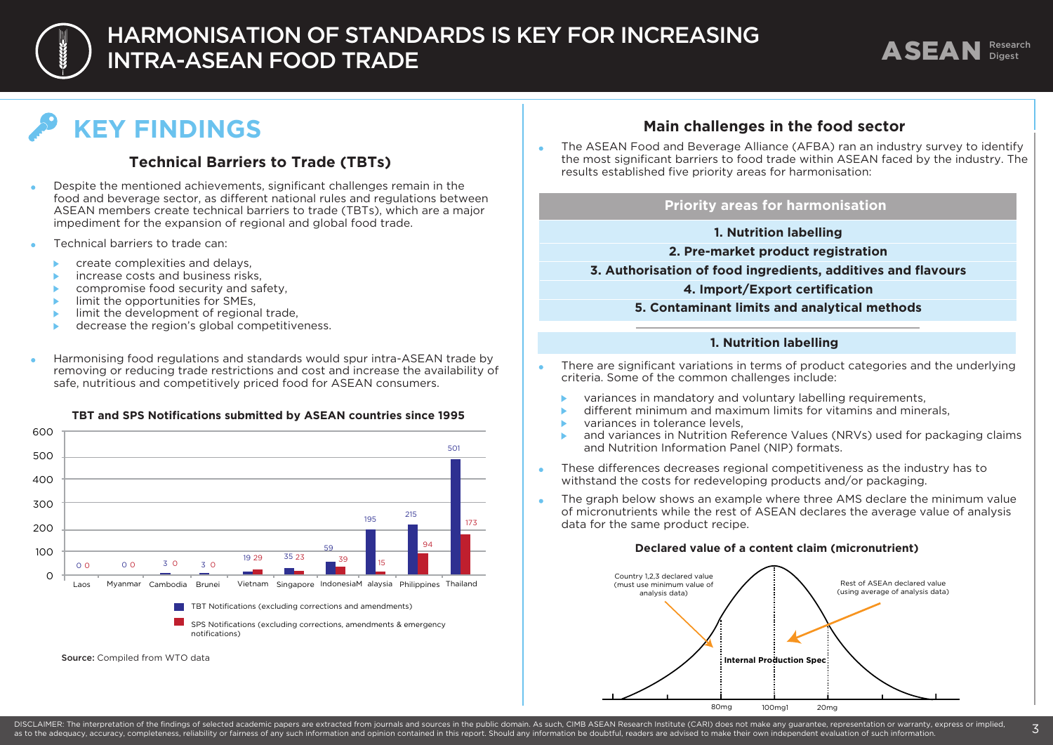# HARMONISATION OF STANDARDS IS KEY FOR INCREASING INTRA-ASEAN FOOD TRADE

## KEY FINDINGS

### Technical Barriers to Trade (TBTs)

- Despite the mentioned achievements, significant challenges remain in the food and beverage sector, as different national rules and regulations between ASEAN members create technical barriers to trade (TBTs), which are a major impediment for the expansion of regional and global food trade.
- Technical barriers to trade can:
  - create complexities and delays,
  - increase costs and business risks,
  - compromise food security and safety,
  - limit the opportunities for SMEs,
  - limit the development of regional trade,
  - decrease the region's global competitiveness.
- Harmonising food regulations and standards would spur intra-ASEAN trade by removing or reducing trade restrictions and cost and increase the availability of safe, nutritious and competitively priced food for ASEAN consumers.

**TBT and SPS Notifications submitted by ASEAN countries since 1995**

| Country | TBT Notifications (excluding corrections and amendments) | SPS Notifications (excluding corrections, amendments & emergency notifications) |
|---|---|---|
| Laos | 0 | 0 |
| Myanmar | 0 | 0 |
| Cambodia | 3 | 0 |
| Brunei | 3 | 0 |
| Vietnam | 19 | 29 |
| Singapore | 35 | 23 |
| Indonesia | 59 | 39 |
| Malaysia | 195 | 15 |
| Philippines | 215 | 94 |
| Thailand | 501 | 173 |

**Source:** Compiled from WTO data

### Main challenges in the food sector

- The ASEAN Food and Beverage Alliance (AFBA) ran an industry survey to identify the most significant barriers to food trade within ASEAN faced by the industry. The results established five priority areas for harmonisation:

| Priority areas for harmonisation |
|---|
| 1. Nutrition labelling |
| 2. Pre-market product registration |
| 3. Authorisation of food ingredients, additives and flavours |
| 4. Import/Export certification |
| 5. Contaminant limits and analytical methods |

#### 1. Nutrition labelling

- There are significant variations in terms of product categories and the underlying criteria. Some of the common challenges include:
  - variances in mandatory and voluntary labelling requirements,
  - different minimum and maximum limits for vitamins and minerals,
  - variances in tolerance levels,
  - and variances in Nutrition Reference Values (NRVs) used for packaging claims and Nutrition Information Panel (NIP) formats.
- These differences decreases regional competitiveness as the industry has to withstand the costs for redeveloping products and/or packaging.
- The graph below shows an example where three AMS declare the minimum value of micronutrients while the rest of ASEAN declares the average value of analysis data for the same product recipe.

**Declared value of a content claim (micronutrient)**

Country 1,2,3 declared value (must use minimum value of analysis data)

Rest of ASEAn declared value (using average of analysis data)

Internal Production Spec

80mg | 100mg1 | 20mg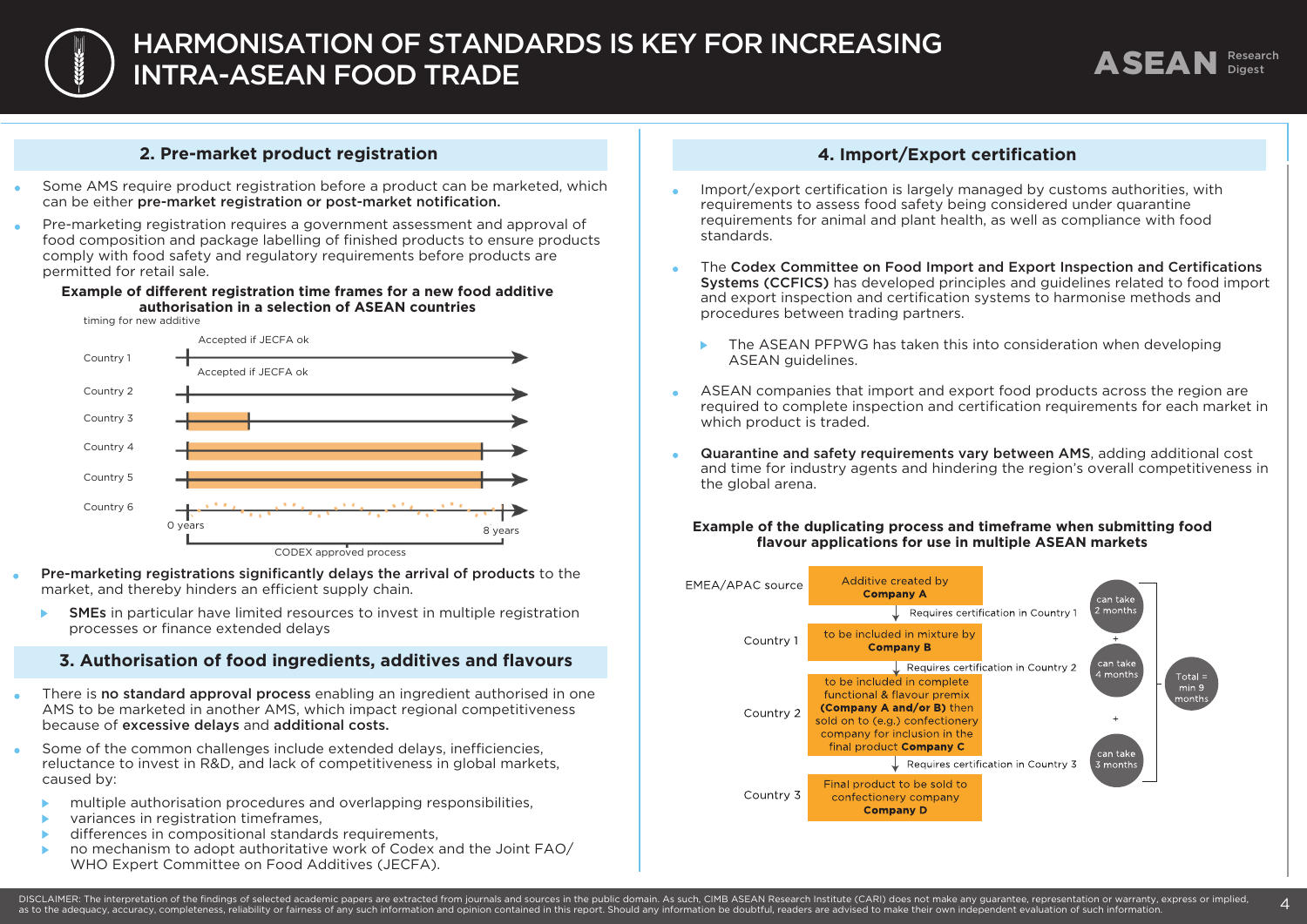# HARMONISATION OF STANDARDS IS KEY FOR INCREASING INTRA-ASEAN FOOD TRADE

## 2. Pre-market product registration

- Some AMS require product registration before a product can be marketed, which can be either **pre-market registration or post-market notification.**
- Pre-marketing registration requires a government assessment and approval of food composition and package labelling of finished products to ensure products comply with food safety and regulatory requirements before products are permitted for retail sale.

**Example of different registration time frames for a new food additive authorisation in a selection of ASEAN countries**

timing for new additive

Country 1 — Accepted if JECFA ok
Country 2 — Accepted if JECFA ok
Country 3
Country 4
Country 5
Country 6

0 years — 8 years

CODEX approved process

- **Pre-marketing registrations significantly delays the arrival of products** to the market, and thereby hinders an efficient supply chain.
  - **SMEs** in particular have limited resources to invest in multiple registration processes or finance extended delays

## 3. Authorisation of food ingredients, additives and flavours

- There is **no standard approval process** enabling an ingredient authorised in one AMS to be marketed in another AMS, which impact regional competitiveness because of **excessive delays** and **additional costs.**
- Some of the common challenges include extended delays, inefficiencies, reluctance to invest in R&D, and lack of competitiveness in global markets, caused by:
  - multiple authorisation procedures and overlapping responsibilities,
  - variances in registration timeframes,
  - differences in compositional standards requirements,
  - no mechanism to adopt authoritative work of Codex and the Joint FAO/WHO Expert Committee on Food Additives (JECFA).

## 4. Import/Export certification

- Import/export certification is largely managed by customs authorities, with requirements to assess food safety being considered under quarantine requirements for animal and plant health, as well as compliance with food standards.
- The **Codex Committee on Food Import and Export Inspection and Certifications Systems (CCFICS)** has developed principles and guidelines related to food import and export inspection and certification systems to harmonise methods and procedures between trading partners.
  - The ASEAN PFPWG has taken this into consideration when developing ASEAN guidelines.
- ASEAN companies that import and export food products across the region are required to complete inspection and certification requirements for each market in which product is traded.
- **Quarantine and safety requirements vary between AMS**, adding additional cost and time for industry agents and hindering the region's overall competitiveness in the global arena.

**Example of the duplicating process and timeframe when submitting food flavour applications for use in multiple ASEAN markets**

| Source | Step | Certification | Time |
|---|---|---|---|
| EMEA/APAC source | Additive created by **Company A** | Requires certification in Country 1 | can take 2 months |
| Country 1 | to be included in mixture by **Company B** | Requires certification in Country 2 | + can take 4 months |
| Country 2 | to be included in complete functional & flavour premix **(Company A and/or B)** then sold on to (e.g.) confectionery company for inclusion in the final product **Company C** | Requires certification in Country 3 | + can take 3 months |
| Country 3 | Final product to be sold to confectionery company **Company D** | | |

Total = min 9 months

DISCLAIMER: The interpretation of the findings of selected academic papers are extracted from journals and sources in the public domain. As such, CIMB ASEAN Research Institute (CARI) does not make any guarantee, representation or warranty, express or implied, as to the adequacy, accuracy, completeness, reliability or fairness of any such information and opinion contained in this report. Should any information be doubtful, readers are advised to make their own independent evaluation of such information.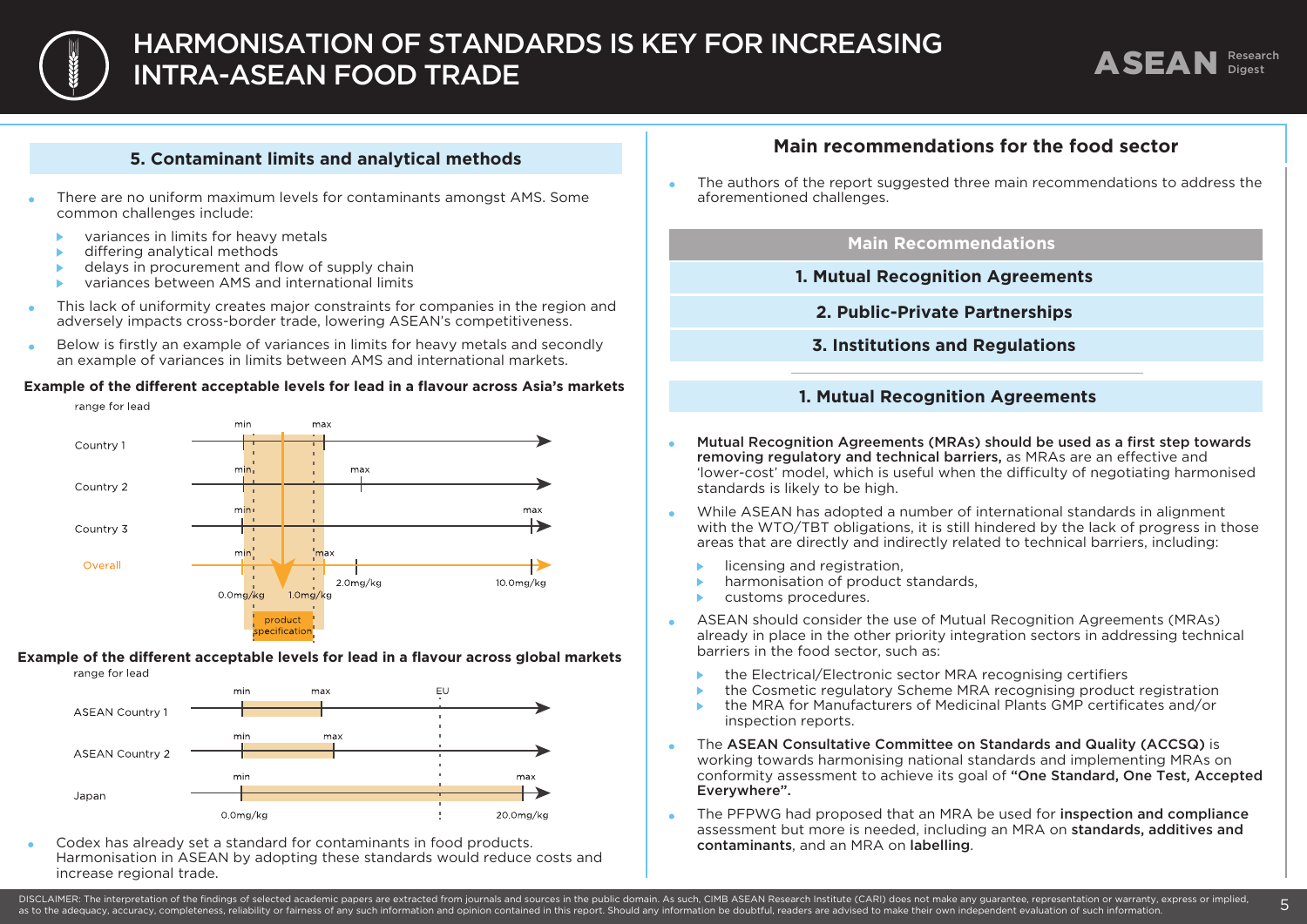# HARMONISATION OF STANDARDS IS KEY FOR INCREASING INTRA-ASEAN FOOD TRADE

## 5. Contaminant limits and analytical methods

- There are no uniform maximum levels for contaminants amongst AMS. Some common challenges include:
  - variances in limits for heavy metals
  - differing analytical methods
  - delays in procurement and flow of supply chain
  - variances between AMS and international limits
- This lack of uniformity creates major constraints for companies in the region and adversely impacts cross-border trade, lowering ASEAN's competitiveness.
- Below is firstly an example of variances in limits for heavy metals and secondly an example of variances in limits between AMS and international markets.

**Example of the different acceptable levels for lead in a flavour across Asia's markets**

range for lead

Country 1 — min, max
Country 2 — min, max
Country 3 — min, max
Overall — min, max
0.0mg/kg, 1.0mg/kg, 2.0mg/kg, 10.0mg/kg
product specification

**Example of the different acceptable levels for lead in a flavour across global markets**

range for lead

ASEAN Country 1 — min, max
ASEAN Country 2 — min, max
Japan — min, max
EU
0.0mg/kg, 20.0mg/kg

- Codex has already set a standard for contaminants in food products. Harmonisation in ASEAN by adopting these standards would reduce costs and increase regional trade.

## Main recommendations for the food sector

- The authors of the report suggested three main recommendations to address the aforementioned challenges.

| Main Recommendations |
|---|
| 1. Mutual Recognition Agreements |
| 2. Public-Private Partnerships |
| 3. Institutions and Regulations |

### 1. Mutual Recognition Agreements

- **Mutual Recognition Agreements (MRAs) should be used as a first step towards removing regulatory and technical barriers,** as MRAs are an effective and 'lower-cost' model, which is useful when the difficulty of negotiating harmonised standards is likely to be high.
- While ASEAN has adopted a number of international standards in alignment with the WTO/TBT obligations, it is still hindered by the lack of progress in those areas that are directly and indirectly related to technical barriers, including:
  - licensing and registration,
  - harmonisation of product standards,
  - customs procedures.
- ASEAN should consider the use of Mutual Recognition Agreements (MRAs) already in place in the other priority integration sectors in addressing technical barriers in the food sector, such as:
  - the Electrical/Electronic sector MRA recognising certifiers
  - the Cosmetic regulatory Scheme MRA recognising product registration
  - the MRA for Manufacturers of Medicinal Plants GMP certificates and/or inspection reports.
- The **ASEAN Consultative Committee on Standards and Quality (ACCSQ)** is working towards harmonising national standards and implementing MRAs on conformity assessment to achieve its goal of **"One Standard, One Test, Accepted Everywhere".**
- The PFPWG had proposed that an MRA be used for **inspection and compliance** assessment but more is needed, including an MRA on **standards, additives and contaminants**, and an MRA on **labelling**.

DISCLAIMER: The interpretation of the findings of selected academic papers are extracted from journals and sources in the public domain. As such, CIMB ASEAN Research Institute (CARI) does not make any guarantee, representation or warranty, express or implied, as to the adequacy, accuracy, completeness, reliability or fairness of any such information and opinion contained in this report. Should any information be doubtful, readers are advised to make their own independent evaluation of such information.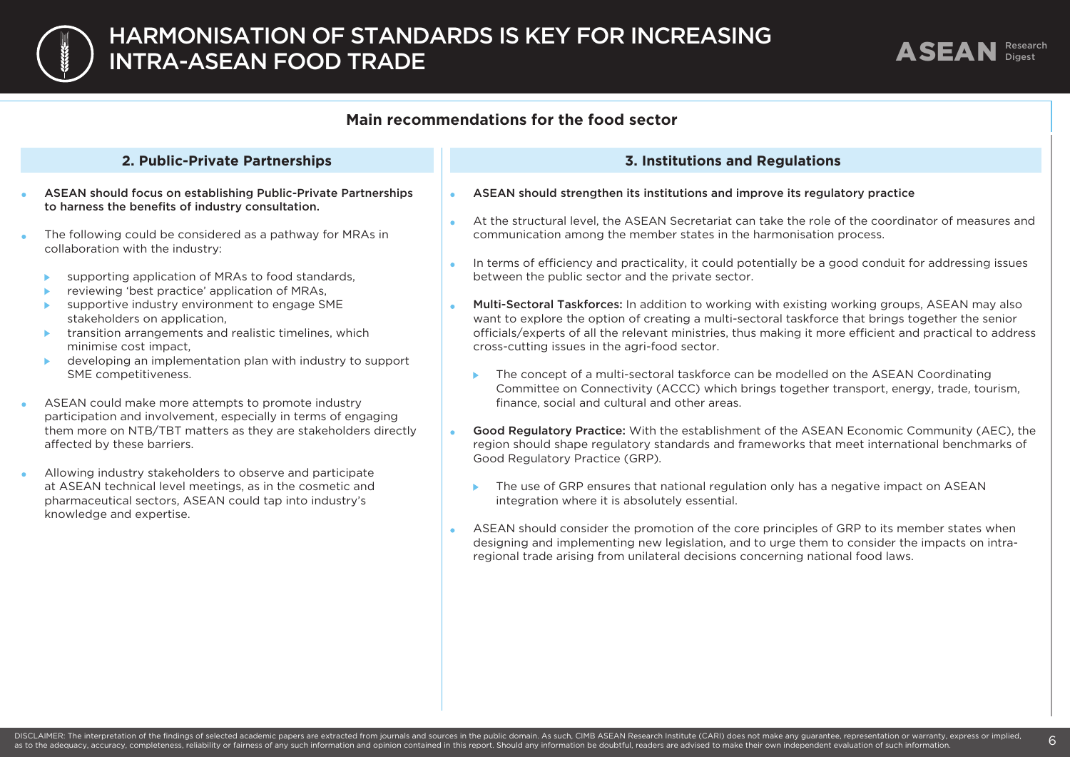# HARMONISATION OF STANDARDS IS KEY FOR INCREASING INTRA-ASEAN FOOD TRADE

## Main recommendations for the food sector

### 2. Public-Private Partnerships

- **ASEAN should focus on establishing Public-Private Partnerships to harness the benefits of industry consultation.**
- The following could be considered as a pathway for MRAs in collaboration with the industry:
  - supporting application of MRAs to food standards,
  - reviewing 'best practice' application of MRAs,
  - supportive industry environment to engage SME stakeholders on application,
  - transition arrangements and realistic timelines, which minimise cost impact,
  - developing an implementation plan with industry to support SME competitiveness.
- ASEAN could make more attempts to promote industry participation and involvement, especially in terms of engaging them more on NTB/TBT matters as they are stakeholders directly affected by these barriers.
- Allowing industry stakeholders to observe and participate at ASEAN technical level meetings, as in the cosmetic and pharmaceutical sectors, ASEAN could tap into industry's knowledge and expertise.

### 3. Institutions and Regulations

- **ASEAN should strengthen its institutions and improve its regulatory practice**
- At the structural level, the ASEAN Secretariat can take the role of the coordinator of measures and communication among the member states in the harmonisation process.
- In terms of efficiency and practicality, it could potentially be a good conduit for addressing issues between the public sector and the private sector.
- **Multi-Sectoral Taskforces:** In addition to working with existing working groups, ASEAN may also want to explore the option of creating a multi-sectoral taskforce that brings together the senior officials/experts of all the relevant ministries, thus making it more efficient and practical to address cross-cutting issues in the agri-food sector.
  - The concept of a multi-sectoral taskforce can be modelled on the ASEAN Coordinating Committee on Connectivity (ACCC) which brings together transport, energy, trade, tourism, finance, social and cultural and other areas.
- **Good Regulatory Practice:** With the establishment of the ASEAN Economic Community (AEC), the region should shape regulatory standards and frameworks that meet international benchmarks of Good Regulatory Practice (GRP).
  - The use of GRP ensures that national regulation only has a negative impact on ASEAN integration where it is absolutely essential.
- ASEAN should consider the promotion of the core principles of GRP to its member states when designing and implementing new legislation, and to urge them to consider the impacts on intra-regional trade arising from unilateral decisions concerning national food laws.

DISCLAIMER: The interpretation of the findings of selected academic papers are extracted from journals and sources in the public domain. As such, CIMB ASEAN Research Institute (CARI) does not make any guarantee, representation or warranty, express or implied, as to the adequacy, accuracy, completeness, reliability or fairness of any such information and opinion contained in this report. Should any information be doubtful, readers are advised to make their own independent evaluation of such information.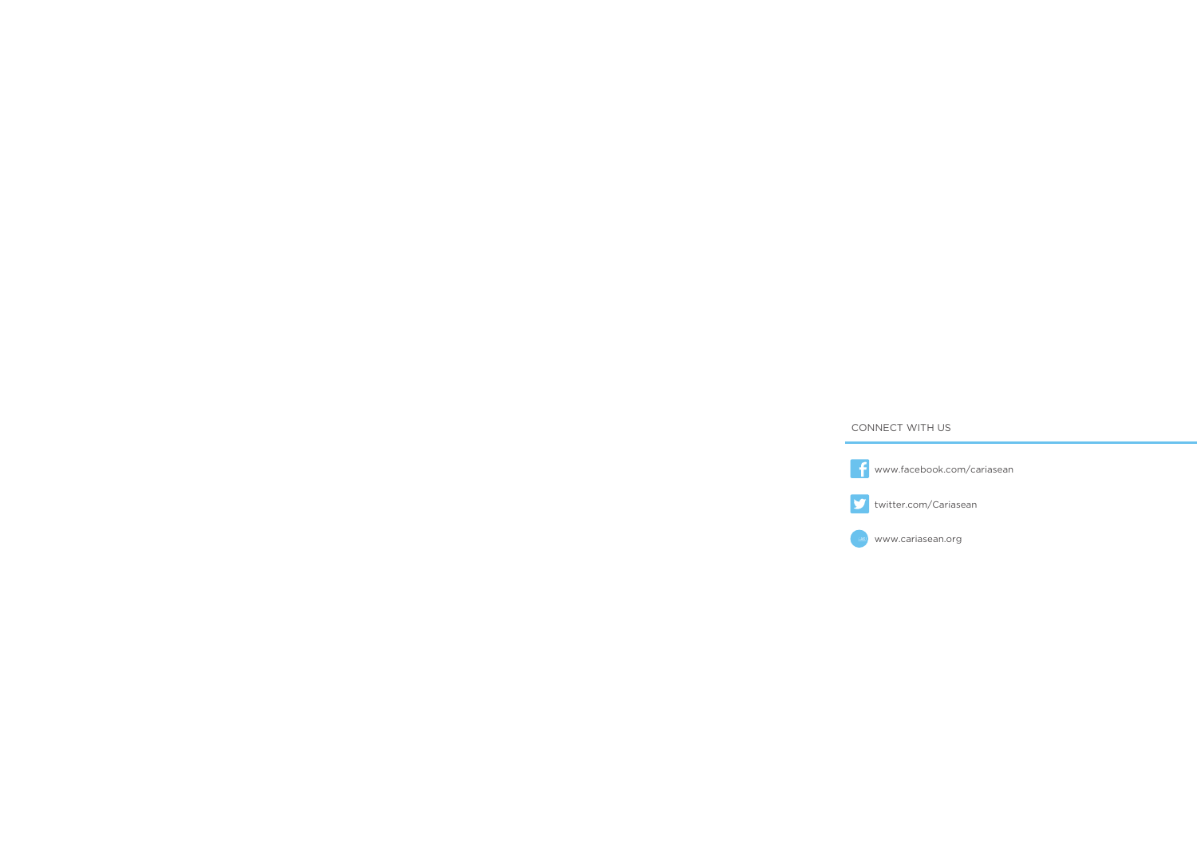CONNECT WITH US

www.facebook.com/cariasean

twitter.com/Cariasean

www.cariasean.org